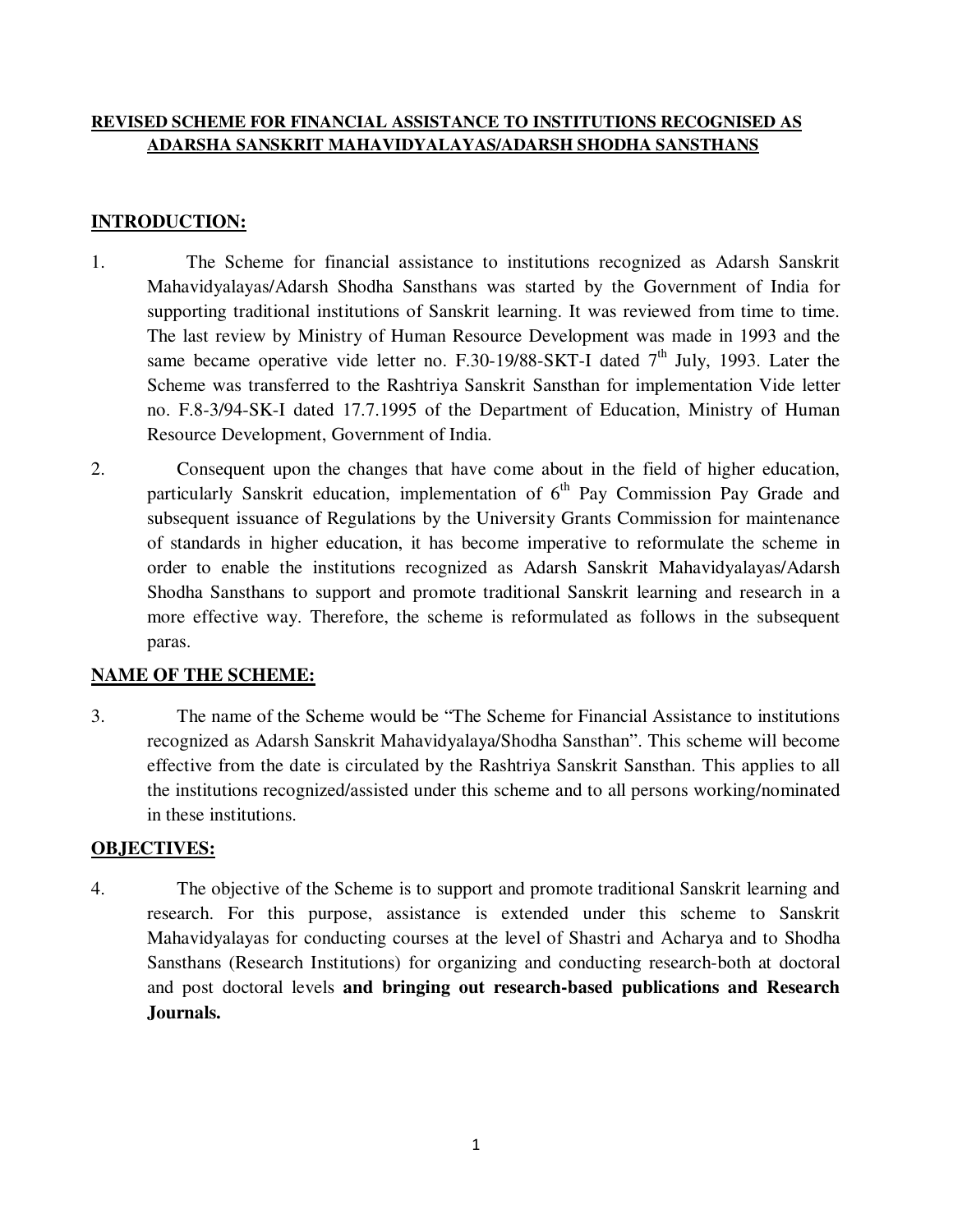# REVISED SCHEME FOR FINANCIAL ASSISTANCE TO INSTITUTIONS RECOGNISED AS ADARSHA SANSKRIT MAHAVIDYALAYAS/ADARSH SHODHA SANSTHANS

## INTRODUCTION:

1. The Scheme for financial assistance to institutions recognized as Adarsh Sanskrit Mahavidyalayas/Adarsh Shodha Sansthans was started by the Government of India for supporting traditional institutions of Sanskrit learning. It was reviewed from time to time. The last review by Ministry of Human Resource Development was made in 1993 and the same became operative vide letter no. F.30-19/88-SKT-I dated 7th July, 1993. Later the Scheme was transferred to the Rashtriya Sanskrit Sansthan for implementation Vide letter no. F.8-3/94-SK-I dated 17.7.1995 of the Department of Education, Ministry of Human Resource Development, Government of India.

2. Consequent upon the changes that have come about in the field of higher education, particularly Sanskrit education, implementation of 6th Pay Commission Pay Grade and subsequent issuance of Regulations by the University Grants Commission for maintenance of standards in higher education, it has become imperative to reformulate the scheme in order to enable the institutions recognized as Adarsh Sanskrit Mahavidyalayas/Adarsh Shodha Sansthans to support and promote traditional Sanskrit learning and research in a more effective way. Therefore, the scheme is reformulated as follows in the subsequent paras.

## NAME OF THE SCHEME:

3. The name of the Scheme would be "The Scheme for Financial Assistance to institutions recognized as Adarsh Sanskrit Mahavidyalaya/Shodha Sansthan". This scheme will become effective from the date is circulated by the Rashtriya Sanskrit Sansthan. This applies to all the institutions recognized/assisted under this scheme and to all persons working/nominated in these institutions.

## OBJECTIVES:

4. The objective of the Scheme is to support and promote traditional Sanskrit learning and research. For this purpose, assistance is extended under this scheme to Sanskrit Mahavidyalayas for conducting courses at the level of Shastri and Acharya and to Shodha Sansthans (Research Institutions) for organizing and conducting research-both at doctoral and post doctoral levels **and bringing out research-based publications and Research Journals.**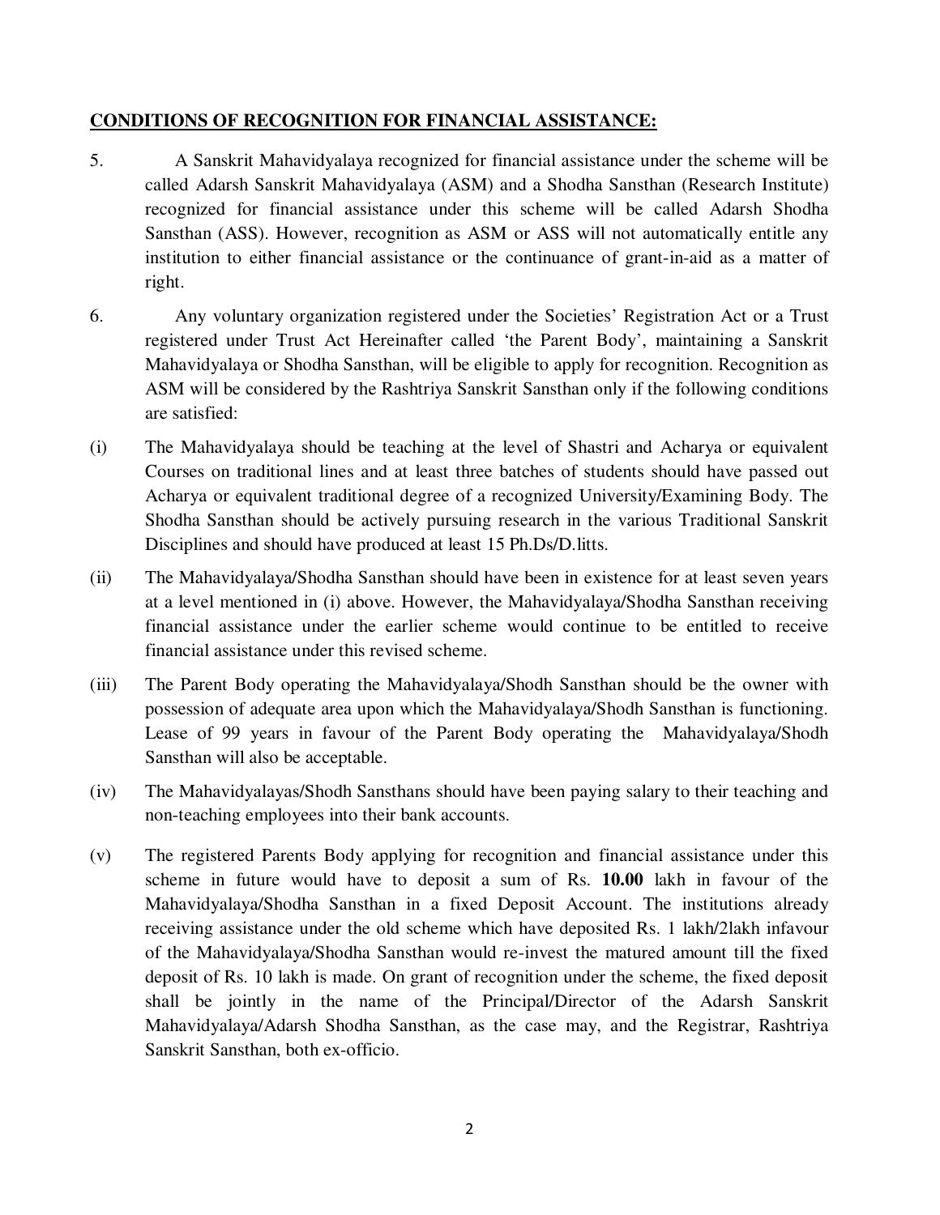**CONDITIONS OF RECOGNITION FOR FINANCIAL ASSISTANCE:**

5. A Sanskrit Mahavidyalaya recognized for financial assistance under the scheme will be called Adarsh Sanskrit Mahavidyalaya (ASM) and a Shodha Sansthan (Research Institute) recognized for financial assistance under this scheme will be called Adarsh Shodha Sansthan (ASS). However, recognition as ASM or ASS will not automatically entitle any institution to either financial assistance or the continuance of grant-in-aid as a matter of right.

6. Any voluntary organization registered under the Societies' Registration Act or a Trust registered under Trust Act Hereinafter called 'the Parent Body', maintaining a Sanskrit Mahavidyalaya or Shodha Sansthan, will be eligible to apply for recognition. Recognition as ASM will be considered by the Rashtriya Sanskrit Sansthan only if the following conditions are satisfied:

(i) The Mahavidyalaya should be teaching at the level of Shastri and Acharya or equivalent Courses on traditional lines and at least three batches of students should have passed out Acharya or equivalent traditional degree of a recognized University/Examining Body. The Shodha Sansthan should be actively pursuing research in the various Traditional Sanskrit Disciplines and should have produced at least 15 Ph.Ds/D.litts.

(ii) The Mahavidyalaya/Shodha Sansthan should have been in existence for at least seven years at a level mentioned in (i) above. However, the Mahavidyalaya/Shodha Sansthan receiving financial assistance under the earlier scheme would continue to be entitled to receive financial assistance under this revised scheme.

(iii) The Parent Body operating the Mahavidyalaya/Shodh Sansthan should be the owner with possession of adequate area upon which the Mahavidyalaya/Shodh Sansthan is functioning. Lease of 99 years in favour of the Parent Body operating the Mahavidyalaya/Shodh Sansthan will also be acceptable.

(iv) The Mahavidyalayas/Shodh Sansthans should have been paying salary to their teaching and non-teaching employees into their bank accounts.

(v) The registered Parents Body applying for recognition and financial assistance under this scheme in future would have to deposit a sum of Rs. **10.00** lakh in favour of the Mahavidyalaya/Shodha Sansthan in a fixed Deposit Account. The institutions already receiving assistance under the old scheme which have deposited Rs. 1 lakh/2lakh infavour of the Mahavidyalaya/Shodha Sansthan would re-invest the matured amount till the fixed deposit of Rs. 10 lakh is made. On grant of recognition under the scheme, the fixed deposit shall be jointly in the name of the Principal/Director of the Adarsh Sanskrit Mahavidyalaya/Adarsh Shodha Sansthan, as the case may, and the Registrar, Rashtriya Sanskrit Sansthan, both ex-officio.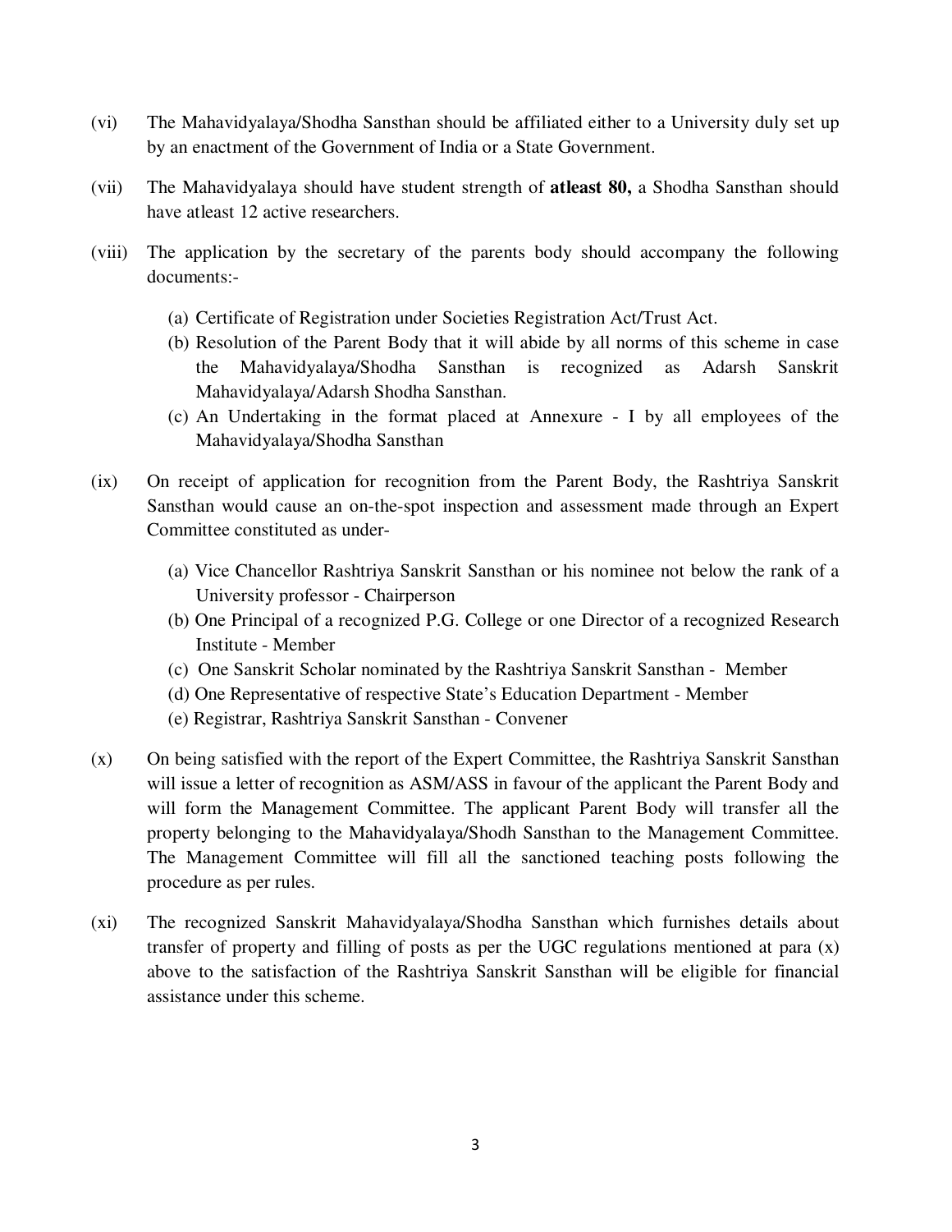(vi) The Mahavidyalaya/Shodha Sansthan should be affiliated either to a University duly set up by an enactment of the Government of India or a State Government.

(vii) The Mahavidyalaya should have student strength of **atleast 80,** a Shodha Sansthan should have atleast 12 active researchers.

(viii) The application by the secretary of the parents body should accompany the following documents:-

  (a) Certificate of Registration under Societies Registration Act/Trust Act.
  (b) Resolution of the Parent Body that it will abide by all norms of this scheme in case the Mahavidyalaya/Shodha Sansthan is recognized as Adarsh Sanskrit Mahavidyalaya/Adarsh Shodha Sansthan.
  (c) An Undertaking in the format placed at Annexure - I by all employees of the Mahavidyalaya/Shodha Sansthan

(ix) On receipt of application for recognition from the Parent Body, the Rashtriya Sanskrit Sansthan would cause an on-the-spot inspection and assessment made through an Expert Committee constituted as under-

  (a) Vice Chancellor Rashtriya Sanskrit Sansthan or his nominee not below the rank of a University professor - Chairperson
  (b) One Principal of a recognized P.G. College or one Director of a recognized Research Institute - Member
  (c) One Sanskrit Scholar nominated by the Rashtriya Sanskrit Sansthan - Member
  (d) One Representative of respective State's Education Department - Member
  (e) Registrar, Rashtriya Sanskrit Sansthan - Convener

(x) On being satisfied with the report of the Expert Committee, the Rashtriya Sanskrit Sansthan will issue a letter of recognition as ASM/ASS in favour of the applicant the Parent Body and will form the Management Committee. The applicant Parent Body will transfer all the property belonging to the Mahavidyalaya/Shodh Sansthan to the Management Committee. The Management Committee will fill all the sanctioned teaching posts following the procedure as per rules.

(xi) The recognized Sanskrit Mahavidyalaya/Shodha Sansthan which furnishes details about transfer of property and filling of posts as per the UGC regulations mentioned at para (x) above to the satisfaction of the Rashtriya Sanskrit Sansthan will be eligible for financial assistance under this scheme.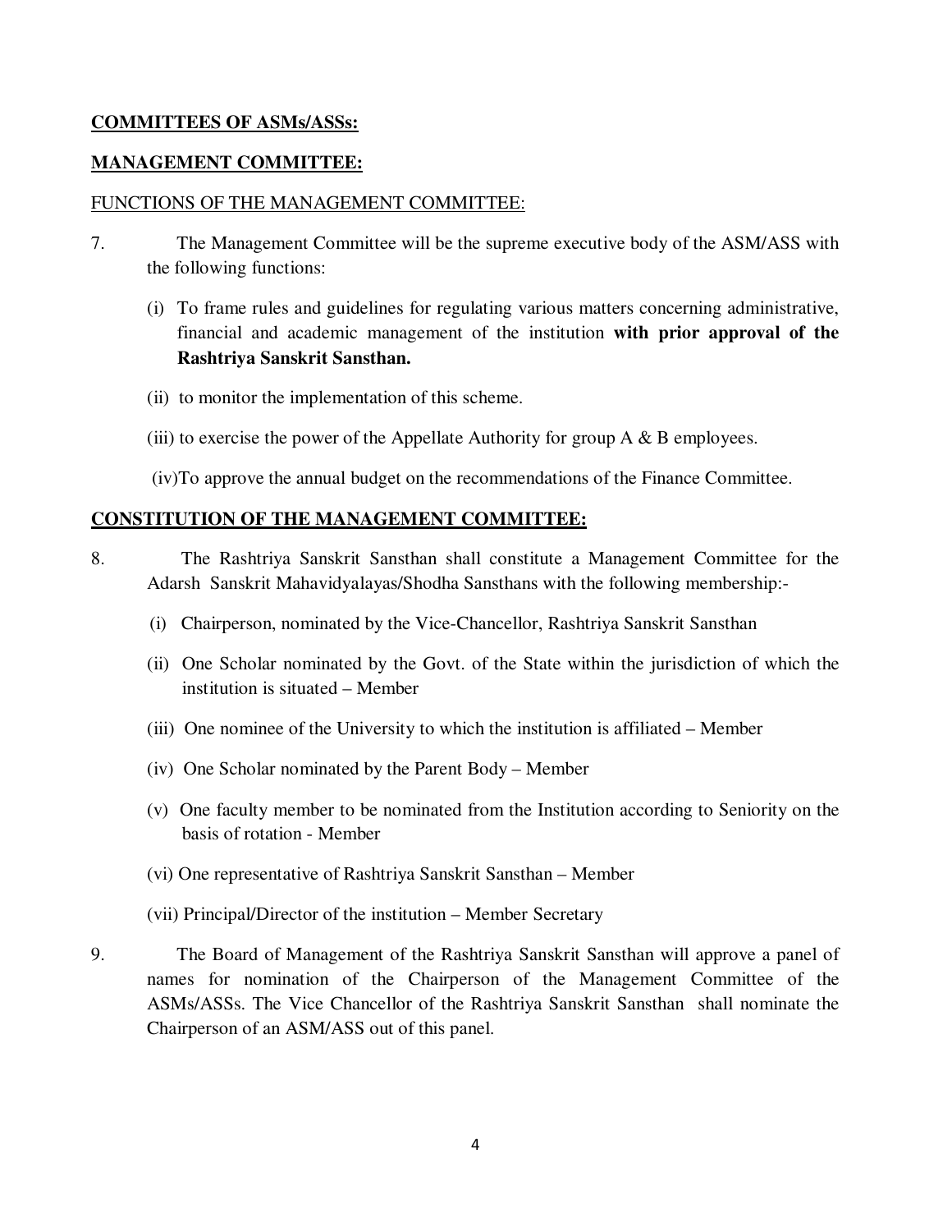**COMMITTEES OF ASMs/ASSs:**

**MANAGEMENT COMMITTEE:**

FUNCTIONS OF THE MANAGEMENT COMMITTEE:

7. The Management Committee will be the supreme executive body of the ASM/ASS with the following functions:

   (i) To frame rules and guidelines for regulating various matters concerning administrative, financial and academic management of the institution **with prior approval of the Rashtriya Sanskrit Sansthan.**

   (ii) to monitor the implementation of this scheme.

   (iii) to exercise the power of the Appellate Authority for group A & B employees.

   (iv)To approve the annual budget on the recommendations of the Finance Committee.

**CONSTITUTION OF THE MANAGEMENT COMMITTEE:**

8. The Rashtriya Sanskrit Sansthan shall constitute a Management Committee for the Adarsh Sanskrit Mahavidyalayas/Shodha Sansthans with the following membership:-

   (i) Chairperson, nominated by the Vice-Chancellor, Rashtriya Sanskrit Sansthan

   (ii) One Scholar nominated by the Govt. of the State within the jurisdiction of which the institution is situated – Member

   (iii) One nominee of the University to which the institution is affiliated – Member

   (iv) One Scholar nominated by the Parent Body – Member

   (v) One faculty member to be nominated from the Institution according to Seniority on the basis of rotation - Member

   (vi) One representative of Rashtriya Sanskrit Sansthan – Member

   (vii) Principal/Director of the institution – Member Secretary

9. The Board of Management of the Rashtriya Sanskrit Sansthan will approve a panel of names for nomination of the Chairperson of the Management Committee of the ASMs/ASSs. The Vice Chancellor of the Rashtriya Sanskrit Sansthan shall nominate the Chairperson of an ASM/ASS out of this panel.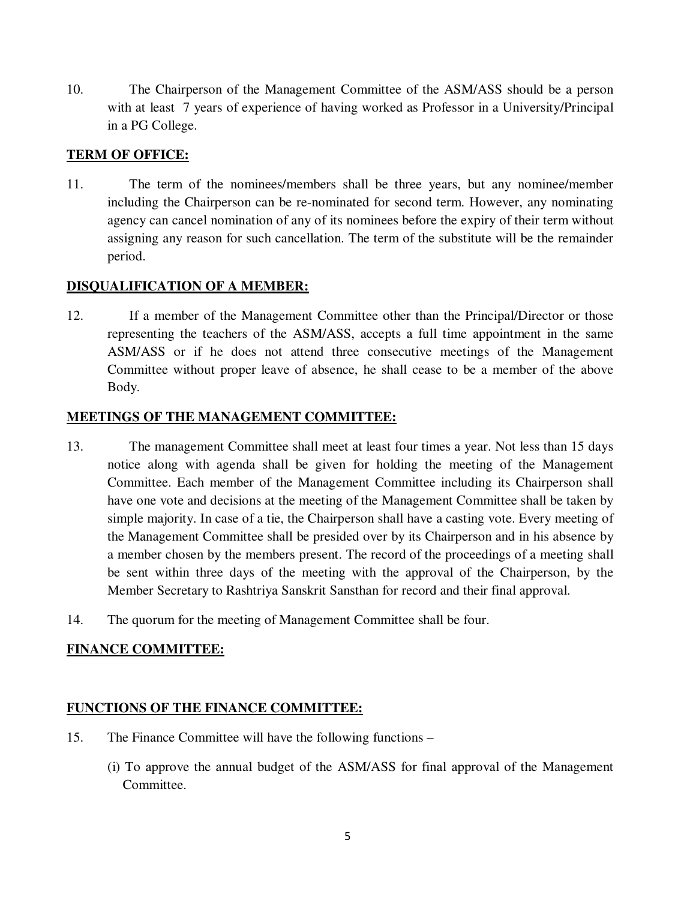10. The Chairperson of the Management Committee of the ASM/ASS should be a person with at least 7 years of experience of having worked as Professor in a University/Principal in a PG College.

**TERM OF OFFICE:**

11. The term of the nominees/members shall be three years, but any nominee/member including the Chairperson can be re-nominated for second term. However, any nominating agency can cancel nomination of any of its nominees before the expiry of their term without assigning any reason for such cancellation. The term of the substitute will be the remainder period.

**DISQUALIFICATION OF A MEMBER:**

12. If a member of the Management Committee other than the Principal/Director or those representing the teachers of the ASM/ASS, accepts a full time appointment in the same ASM/ASS or if he does not attend three consecutive meetings of the Management Committee without proper leave of absence, he shall cease to be a member of the above Body.

**MEETINGS OF THE MANAGEMENT COMMITTEE:**

13. The management Committee shall meet at least four times a year. Not less than 15 days notice along with agenda shall be given for holding the meeting of the Management Committee. Each member of the Management Committee including its Chairperson shall have one vote and decisions at the meeting of the Management Committee shall be taken by simple majority. In case of a tie, the Chairperson shall have a casting vote. Every meeting of the Management Committee shall be presided over by its Chairperson and in his absence by a member chosen by the members present. The record of the proceedings of a meeting shall be sent within three days of the meeting with the approval of the Chairperson, by the Member Secretary to Rashtriya Sanskrit Sansthan for record and their final approval.

14. The quorum for the meeting of Management Committee shall be four.

**FINANCE COMMITTEE:**

**FUNCTIONS OF THE FINANCE COMMITTEE:**

15. The Finance Committee will have the following functions –

    (i) To approve the annual budget of the ASM/ASS for final approval of the Management Committee.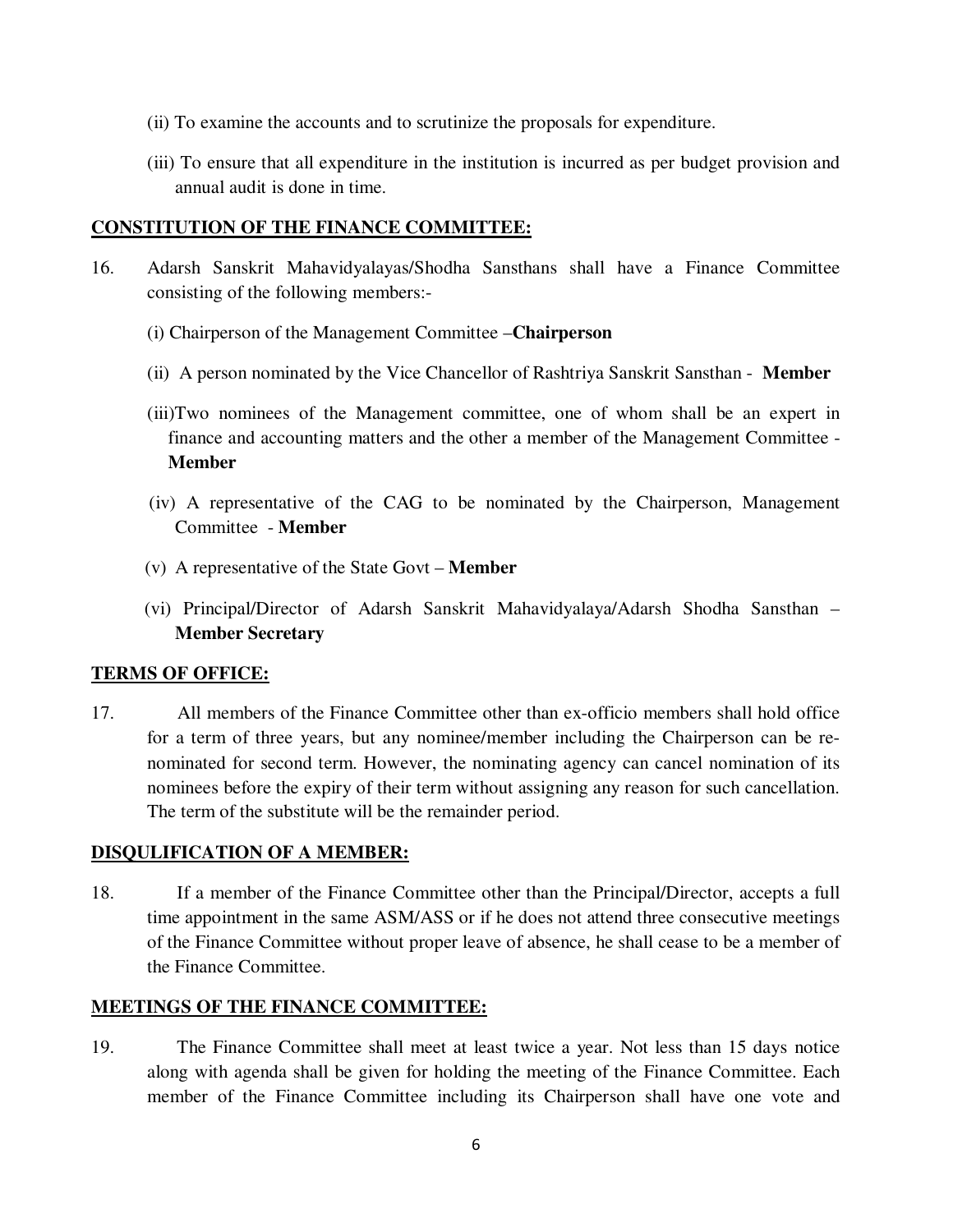(ii) To examine the accounts and to scrutinize the proposals for expenditure.

(iii) To ensure that all expenditure in the institution is incurred as per budget provision and annual audit is done in time.

## CONSTITUTION OF THE FINANCE COMMITTEE:

16. Adarsh Sanskrit Mahavidyalayas/Shodha Sansthans shall have a Finance Committee consisting of the following members:-

(i) Chairperson of the Management Committee –**Chairperson**

(ii) A person nominated by the Vice Chancellor of Rashtriya Sanskrit Sansthan - **Member**

(iii)Two nominees of the Management committee, one of whom shall be an expert in finance and accounting matters and the other a member of the Management Committee - **Member**

(iv) A representative of the CAG to be nominated by the Chairperson, Management Committee - **Member**

(v) A representative of the State Govt – **Member**

(vi) Principal/Director of Adarsh Sanskrit Mahavidyalaya/Adarsh Shodha Sansthan – **Member Secretary**

## TERMS OF OFFICE:

17. All members of the Finance Committee other than ex-officio members shall hold office for a term of three years, but any nominee/member including the Chairperson can be re-nominated for second term. However, the nominating agency can cancel nomination of its nominees before the expiry of their term without assigning any reason for such cancellation. The term of the substitute will be the remainder period.

## DISQULIFICATION OF A MEMBER:

18. If a member of the Finance Committee other than the Principal/Director, accepts a full time appointment in the same ASM/ASS or if he does not attend three consecutive meetings of the Finance Committee without proper leave of absence, he shall cease to be a member of the Finance Committee.

## MEETINGS OF THE FINANCE COMMITTEE:

19. The Finance Committee shall meet at least twice a year. Not less than 15 days notice along with agenda shall be given for holding the meeting of the Finance Committee. Each member of the Finance Committee including its Chairperson shall have one vote and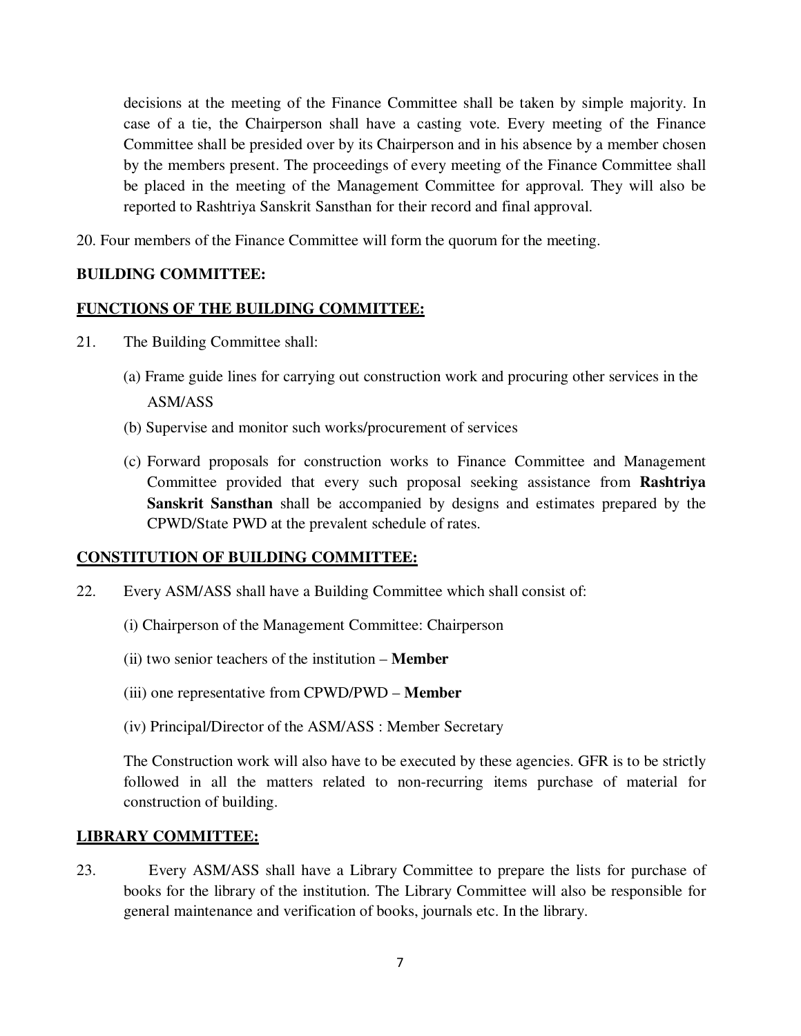decisions at the meeting of the Finance Committee shall be taken by simple majority. In case of a tie, the Chairperson shall have a casting vote. Every meeting of the Finance Committee shall be presided over by its Chairperson and in his absence by a member chosen by the members present. The proceedings of every meeting of the Finance Committee shall be placed in the meeting of the Management Committee for approval. They will also be reported to Rashtriya Sanskrit Sansthan for their record and final approval.

20. Four members of the Finance Committee will form the quorum for the meeting.

**BUILDING COMMITTEE:**

**FUNCTIONS OF THE BUILDING COMMITTEE:**

21. The Building Committee shall:

(a) Frame guide lines for carrying out construction work and procuring other services in the ASM/ASS

(b) Supervise and monitor such works/procurement of services

(c) Forward proposals for construction works to Finance Committee and Management Committee provided that every such proposal seeking assistance from **Rashtriya Sanskrit Sansthan** shall be accompanied by designs and estimates prepared by the CPWD/State PWD at the prevalent schedule of rates.

**CONSTITUTION OF BUILDING COMMITTEE:**

22. Every ASM/ASS shall have a Building Committee which shall consist of:

(i) Chairperson of the Management Committee: Chairperson

(ii) two senior teachers of the institution – **Member**

(iii) one representative from CPWD/PWD – **Member**

(iv) Principal/Director of the ASM/ASS : Member Secretary

The Construction work will also have to be executed by these agencies. GFR is to be strictly followed in all the matters related to non-recurring items purchase of material for construction of building.

**LIBRARY COMMITTEE:**

23. Every ASM/ASS shall have a Library Committee to prepare the lists for purchase of books for the library of the institution. The Library Committee will also be responsible for general maintenance and verification of books, journals etc. In the library.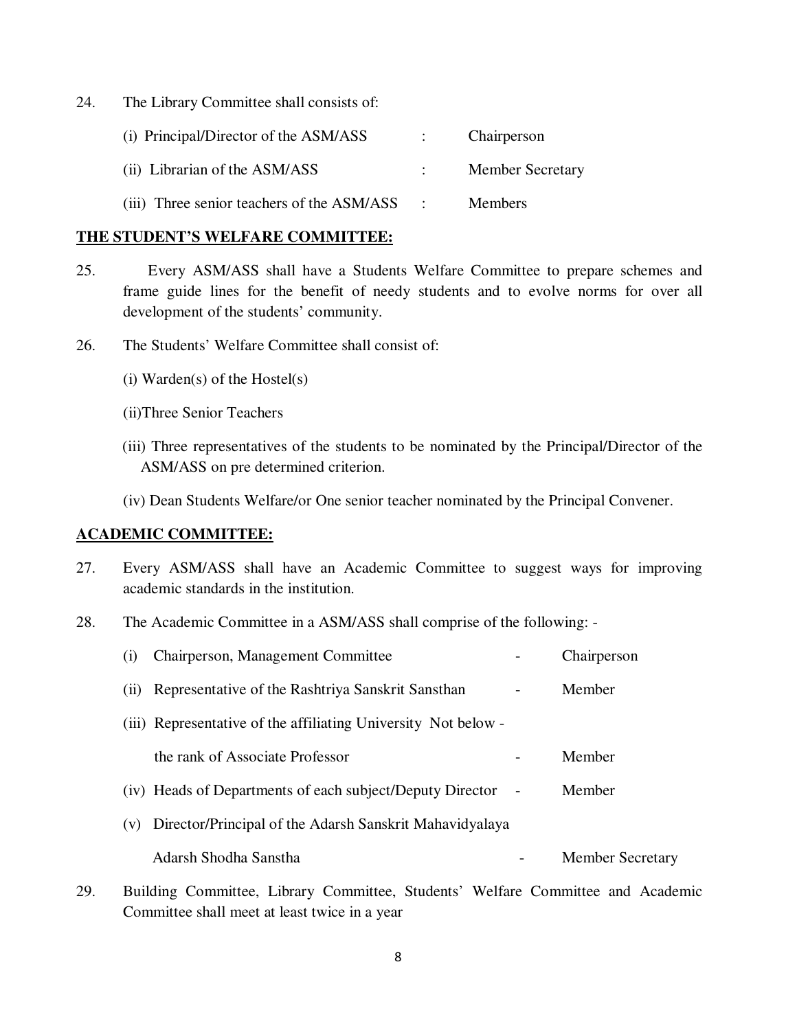24. The Library Committee shall consists of:

| | | |
|---|---|---|
| (i) Principal/Director of the ASM/ASS | : | Chairperson |
| (ii) Librarian of the ASM/ASS | : | Member Secretary |
| (iii) Three senior teachers of the ASM/ASS | : | Members |

**THE STUDENT'S WELFARE COMMITTEE:**

25. Every ASM/ASS shall have a Students Welfare Committee to prepare schemes and frame guide lines for the benefit of needy students and to evolve norms for over all development of the students' community.

26. The Students' Welfare Committee shall consist of:

(i) Warden(s) of the Hostel(s)

(ii)Three Senior Teachers

(iii) Three representatives of the students to be nominated by the Principal/Director of the ASM/ASS on pre determined criterion.

(iv) Dean Students Welfare/or One senior teacher nominated by the Principal Convener.

**ACADEMIC COMMITTEE:**

27. Every ASM/ASS shall have an Academic Committee to suggest ways for improving academic standards in the institution.

28. The Academic Committee in a ASM/ASS shall comprise of the following: -

| | | |
|---|---|---|
| (i) Chairperson, Management Committee | - | Chairperson |
| (ii) Representative of the Rashtriya Sanskrit Sansthan | - | Member |
| (iii) Representative of the affiliating University Not below - the rank of Associate Professor | - | Member |
| (iv) Heads of Departments of each subject/Deputy Director | - | Member |
| (v) Director/Principal of the Adarsh Sanskrit Mahavidyalaya Adarsh Shodha Sanstha | - | Member Secretary |

29. Building Committee, Library Committee, Students' Welfare Committee and Academic Committee shall meet at least twice in a year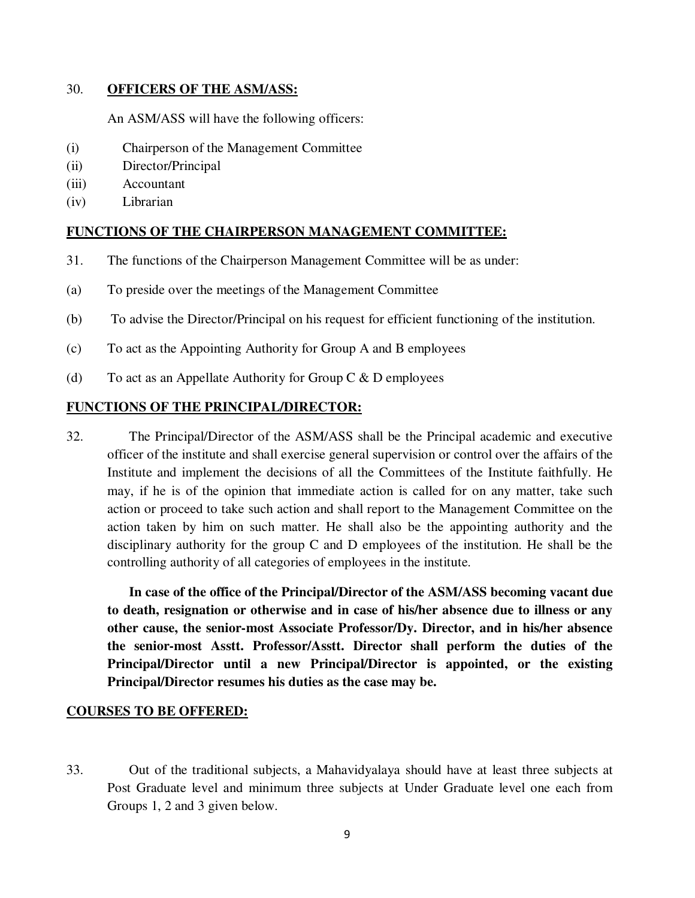30. **OFFICERS OF THE ASM/ASS:**

An ASM/ASS will have the following officers:

(i) Chairperson of the Management Committee
(ii) Director/Principal
(iii) Accountant
(iv) Librarian

**FUNCTIONS OF THE CHAIRPERSON MANAGEMENT COMMITTEE:**

31. The functions of the Chairperson Management Committee will be as under:

(a) To preside over the meetings of the Management Committee

(b) To advise the Director/Principal on his request for efficient functioning of the institution.

(c) To act as the Appointing Authority for Group A and B employees

(d) To act as an Appellate Authority for Group C & D employees

**FUNCTIONS OF THE PRINCIPAL/DIRECTOR:**

32. The Principal/Director of the ASM/ASS shall be the Principal academic and executive officer of the institute and shall exercise general supervision or control over the affairs of the Institute and implement the decisions of all the Committees of the Institute faithfully. He may, if he is of the opinion that immediate action is called for on any matter, take such action or proceed to take such action and shall report to the Management Committee on the action taken by him on such matter. He shall also be the appointing authority and the disciplinary authority for the group C and D employees of the institution. He shall be the controlling authority of all categories of employees in the institute.

**In case of the office of the Principal/Director of the ASM/ASS becoming vacant due to death, resignation or otherwise and in case of his/her absence due to illness or any other cause, the senior-most Associate Professor/Dy. Director, and in his/her absence the senior-most Asstt. Professor/Asstt. Director shall perform the duties of the Principal/Director until a new Principal/Director is appointed, or the existing Principal/Director resumes his duties as the case may be.**

**COURSES TO BE OFFERED:**

33. Out of the traditional subjects, a Mahavidyalaya should have at least three subjects at Post Graduate level and minimum three subjects at Under Graduate level one each from Groups 1, 2 and 3 given below.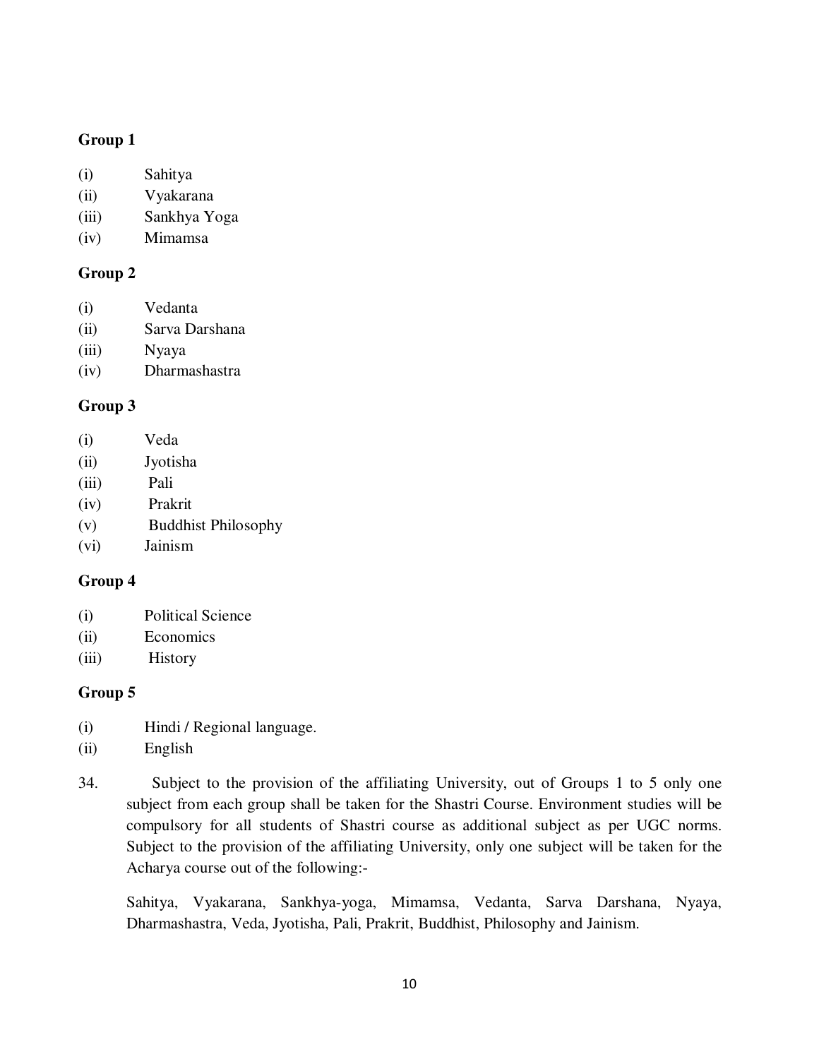**Group 1**

(i) Sahitya
(ii) Vyakarana
(iii) Sankhya Yoga
(iv) Mimamsa

**Group 2**

(i) Vedanta
(ii) Sarva Darshana
(iii) Nyaya
(iv) Dharmashastra

**Group 3**

(i) Veda
(ii) Jyotisha
(iii) Pali
(iv) Prakrit
(v) Buddhist Philosophy
(vi) Jainism

**Group 4**

(i) Political Science
(ii) Economics
(iii) History

**Group 5**

(i) Hindi / Regional language.
(ii) English

34. Subject to the provision of the affiliating University, out of Groups 1 to 5 only one subject from each group shall be taken for the Shastri Course. Environment studies will be compulsory for all students of Shastri course as additional subject as per UGC norms. Subject to the provision of the affiliating University, only one subject will be taken for the Acharya course out of the following:-

    Sahitya, Vyakarana, Sankhya-yoga, Mimamsa, Vedanta, Sarva Darshana, Nyaya, Dharmashastra, Veda, Jyotisha, Pali, Prakrit, Buddhist, Philosophy and Jainism.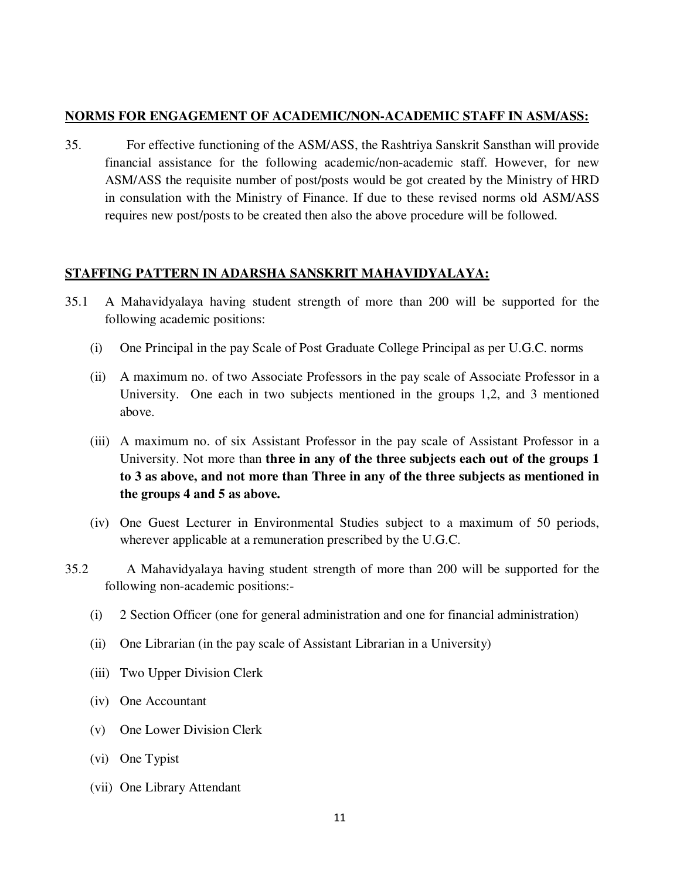**NORMS FOR ENGAGEMENT OF ACADEMIC/NON-ACADEMIC STAFF IN ASM/ASS:**

35. For effective functioning of the ASM/ASS, the Rashtriya Sanskrit Sansthan will provide financial assistance for the following academic/non-academic staff. However, for new ASM/ASS the requisite number of post/posts would be got created by the Ministry of HRD in consulation with the Ministry of Finance. If due to these revised norms old ASM/ASS requires new post/posts to be created then also the above procedure will be followed.

**STAFFING PATTERN IN ADARSHA SANSKRIT MAHAVIDYALAYA:**

35.1 A Mahavidyalaya having student strength of more than 200 will be supported for the following academic positions:

(i) One Principal in the pay Scale of Post Graduate College Principal as per U.G.C. norms

(ii) A maximum no. of two Associate Professors in the pay scale of Associate Professor in a University. One each in two subjects mentioned in the groups 1,2, and 3 mentioned above.

(iii) A maximum no. of six Assistant Professor in the pay scale of Assistant Professor in a University. Not more than **three in any of the three subjects each out of the groups 1 to 3 as above, and not more than Three in any of the three subjects as mentioned in the groups 4 and 5 as above.**

(iv) One Guest Lecturer in Environmental Studies subject to a maximum of 50 periods, wherever applicable at a remuneration prescribed by the U.G.C.

35.2 A Mahavidyalaya having student strength of more than 200 will be supported for the following non-academic positions:-

(i) 2 Section Officer (one for general administration and one for financial administration)

(ii) One Librarian (in the pay scale of Assistant Librarian in a University)

(iii) Two Upper Division Clerk

(iv) One Accountant

(v) One Lower Division Clerk

(vi) One Typist

(vii) One Library Attendant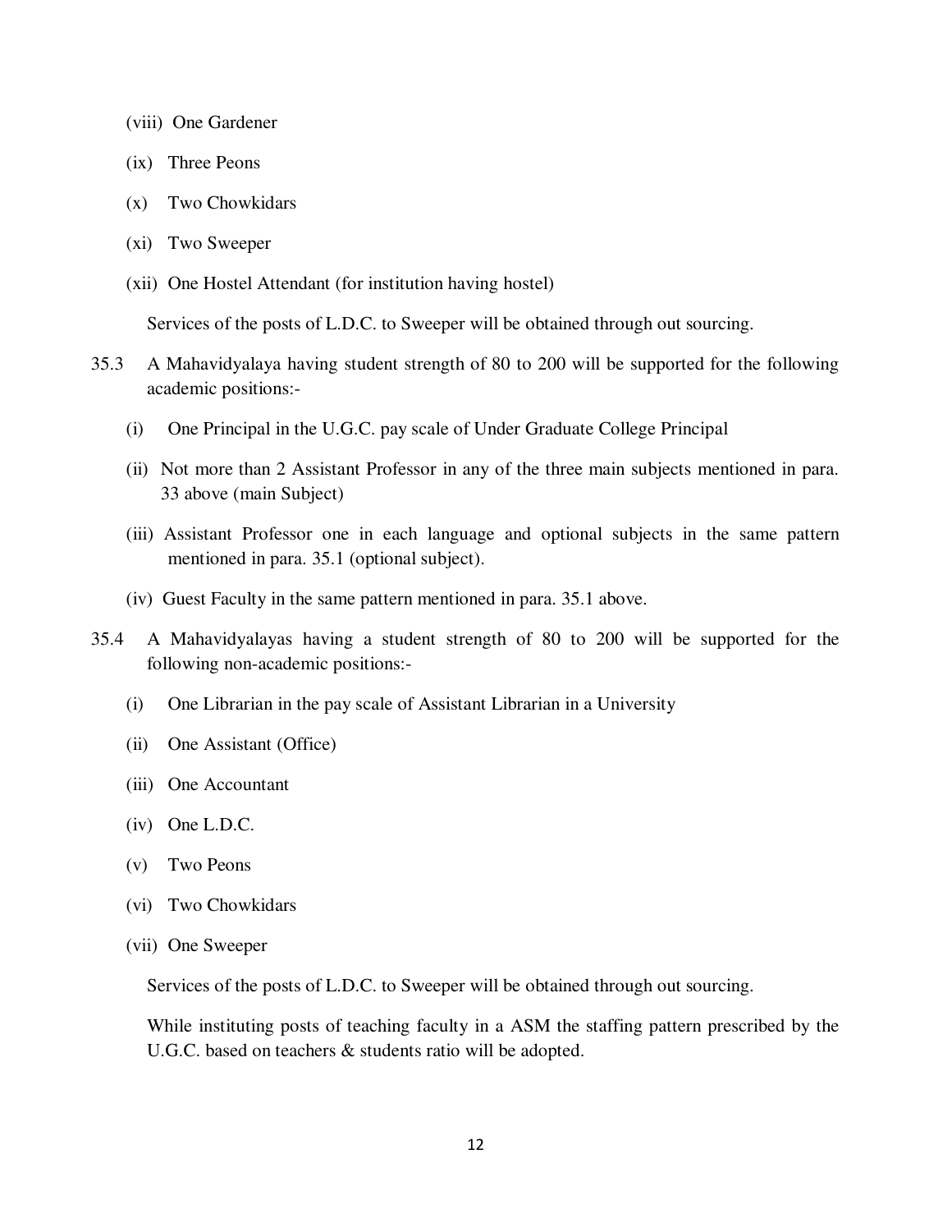(viii) One Gardener

(ix) Three Peons

(x) Two Chowkidars

(xi) Two Sweeper

(xii) One Hostel Attendant (for institution having hostel)

Services of the posts of L.D.C. to Sweeper will be obtained through out sourcing.

35.3 A Mahavidyalaya having student strength of 80 to 200 will be supported for the following academic positions:-

(i) One Principal in the U.G.C. pay scale of Under Graduate College Principal

(ii) Not more than 2 Assistant Professor in any of the three main subjects mentioned in para. 33 above (main Subject)

(iii) Assistant Professor one in each language and optional subjects in the same pattern mentioned in para. 35.1 (optional subject).

(iv) Guest Faculty in the same pattern mentioned in para. 35.1 above.

35.4 A Mahavidyalayas having a student strength of 80 to 200 will be supported for the following non-academic positions:-

(i) One Librarian in the pay scale of Assistant Librarian in a University

(ii) One Assistant (Office)

(iii) One Accountant

(iv) One L.D.C.

(v) Two Peons

(vi) Two Chowkidars

(vii) One Sweeper

Services of the posts of L.D.C. to Sweeper will be obtained through out sourcing.

While instituting posts of teaching faculty in a ASM the staffing pattern prescribed by the U.G.C. based on teachers & students ratio will be adopted.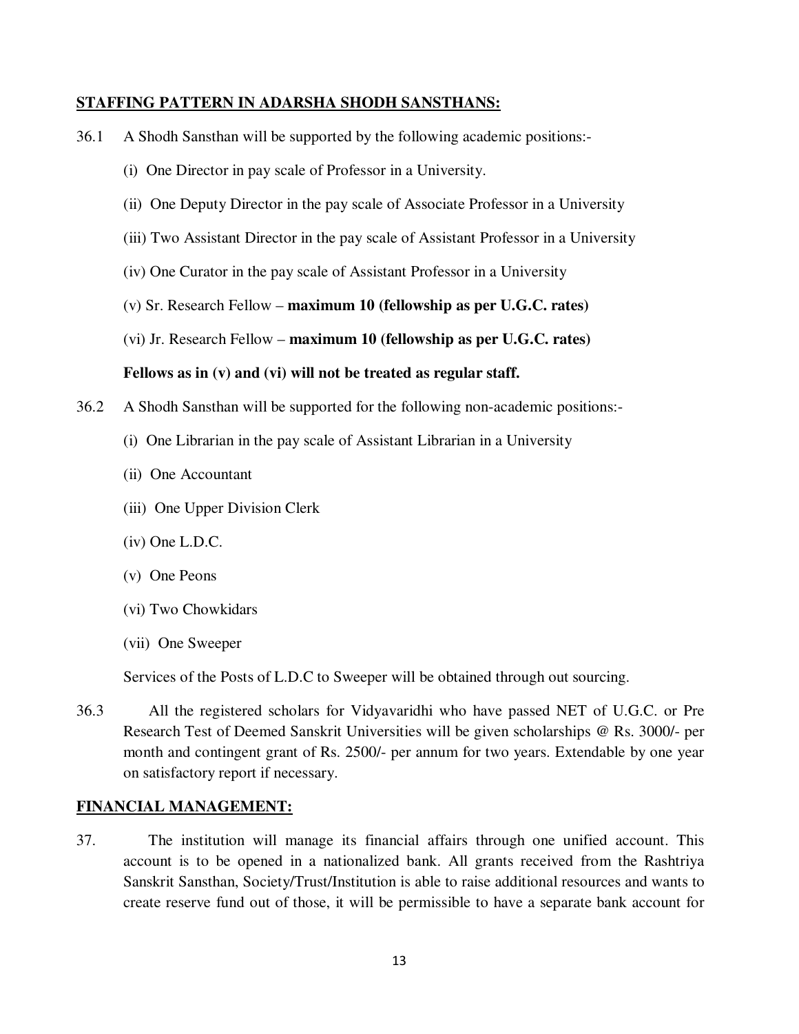**STAFFING PATTERN IN ADARSHA SHODH SANSTHANS:**

36.1 A Shodh Sansthan will be supported by the following academic positions:-

(i) One Director in pay scale of Professor in a University.

(ii) One Deputy Director in the pay scale of Associate Professor in a University

(iii) Two Assistant Director in the pay scale of Assistant Professor in a University

(iv) One Curator in the pay scale of Assistant Professor in a University

(v) Sr. Research Fellow – **maximum 10 (fellowship as per U.G.C. rates)**

(vi) Jr. Research Fellow – **maximum 10 (fellowship as per U.G.C. rates)**

**Fellows as in (v) and (vi) will not be treated as regular staff.**

36.2 A Shodh Sansthan will be supported for the following non-academic positions:-

(i) One Librarian in the pay scale of Assistant Librarian in a University

(ii) One Accountant

(iii) One Upper Division Clerk

(iv) One L.D.C.

(v) One Peons

(vi) Two Chowkidars

(vii) One Sweeper

Services of the Posts of L.D.C to Sweeper will be obtained through out sourcing.

36.3 All the registered scholars for Vidyavaridhi who have passed NET of U.G.C. or Pre Research Test of Deemed Sanskrit Universities will be given scholarships @ Rs. 3000/- per month and contingent grant of Rs. 2500/- per annum for two years. Extendable by one year on satisfactory report if necessary.

**FINANCIAL MANAGEMENT:**

37. The institution will manage its financial affairs through one unified account. This account is to be opened in a nationalized bank. All grants received from the Rashtriya Sanskrit Sansthan, Society/Trust/Institution is able to raise additional resources and wants to create reserve fund out of those, it will be permissible to have a separate bank account for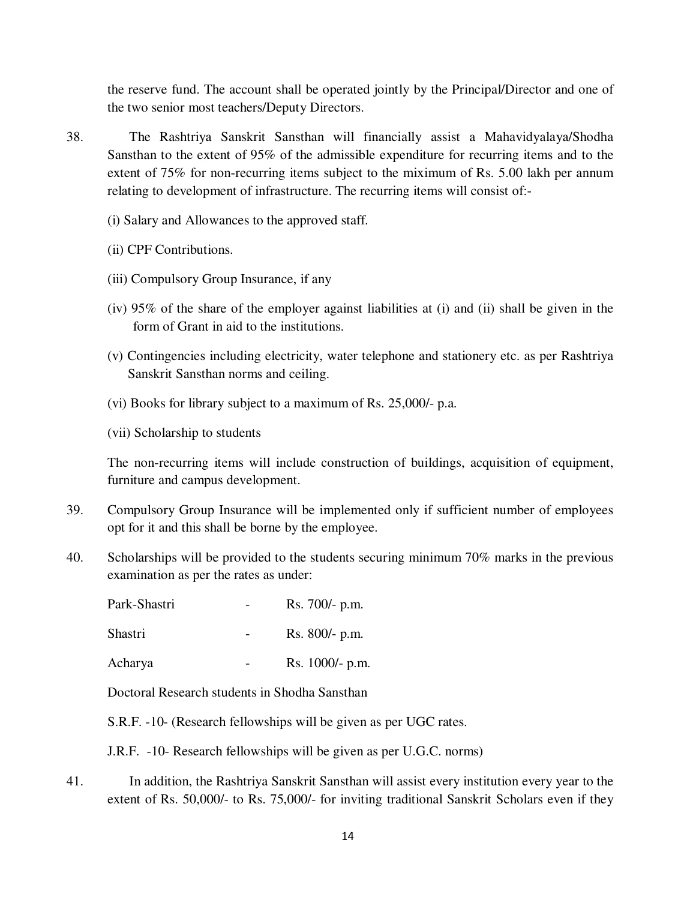the reserve fund. The account shall be operated jointly by the Principal/Director and one of the two senior most teachers/Deputy Directors.

38. The Rashtriya Sanskrit Sansthan will financially assist a Mahavidyalaya/Shodha Sansthan to the extent of 95% of the admissible expenditure for recurring items and to the extent of 75% for non-recurring items subject to the maximum of Rs. 5.00 lakh per annum relating to development of infrastructure. The recurring items will consist of:-

    (i) Salary and Allowances to the approved staff.

    (ii) CPF Contributions.

    (iii) Compulsory Group Insurance, if any

    (iv) 95% of the share of the employer against liabilities at (i) and (ii) shall be given in the form of Grant in aid to the institutions.

    (v) Contingencies including electricity, water telephone and stationery etc. as per Rashtriya Sanskrit Sansthan norms and ceiling.

    (vi) Books for library subject to a maximum of Rs. 25,000/- p.a.

    (vii) Scholarship to students

    The non-recurring items will include construction of buildings, acquisition of equipment, furniture and campus development.

39. Compulsory Group Insurance will be implemented only if sufficient number of employees opt for it and this shall be borne by the employee.

40. Scholarships will be provided to the students securing minimum 70% marks in the previous examination as per the rates as under:

    Park-Shastri - Rs. 700/- p.m.

    Shastri - Rs. 800/- p.m.

    Acharya - Rs. 1000/- p.m.

    Doctoral Research students in Shodha Sansthan

    S.R.F. -10- (Research fellowships will be given as per UGC rates.

    J.R.F. -10- Research fellowships will be given as per U.G.C. norms)

41. In addition, the Rashtriya Sanskrit Sansthan will assist every institution every year to the extent of Rs. 50,000/- to Rs. 75,000/- for inviting traditional Sanskrit Scholars even if they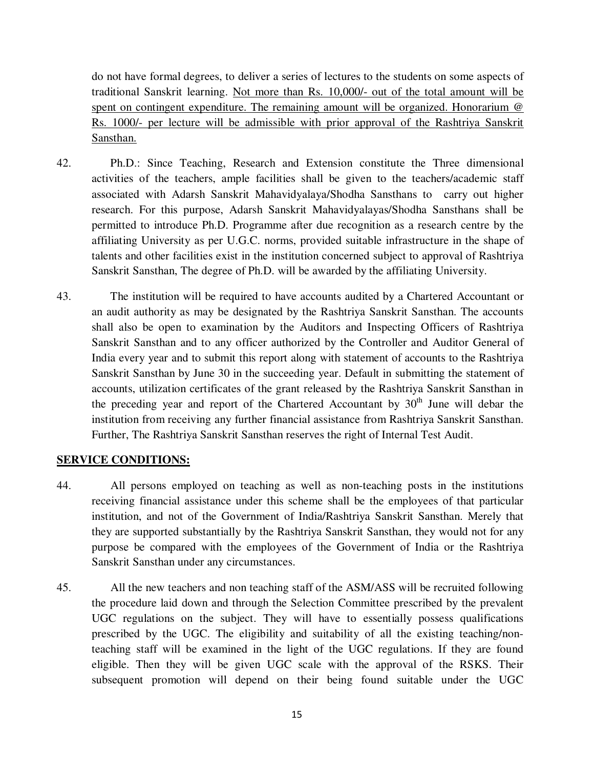do not have formal degrees, to deliver a series of lectures to the students on some aspects of traditional Sanskrit learning. <u>Not more than Rs. 10,000/- out of the total amount will be spent on contingent expenditure. The remaining amount will be organized. Honorarium @ Rs. 1000/- per lecture will be admissible with prior approval of the Rashtriya Sanskrit Sansthan.</u>

42. Ph.D.: Since Teaching, Research and Extension constitute the Three dimensional activities of the teachers, ample facilities shall be given to the teachers/academic staff associated with Adarsh Sanskrit Mahavidyalaya/Shodha Sansthans to carry out higher research. For this purpose, Adarsh Sanskrit Mahavidyalayas/Shodha Sansthans shall be permitted to introduce Ph.D. Programme after due recognition as a research centre by the affiliating University as per U.G.C. norms, provided suitable infrastructure in the shape of talents and other facilities exist in the institution concerned subject to approval of Rashtriya Sanskrit Sansthan, The degree of Ph.D. will be awarded by the affiliating University.

43. The institution will be required to have accounts audited by a Chartered Accountant or an audit authority as may be designated by the Rashtriya Sanskrit Sansthan. The accounts shall also be open to examination by the Auditors and Inspecting Officers of Rashtriya Sanskrit Sansthan and to any officer authorized by the Controller and Auditor General of India every year and to submit this report along with statement of accounts to the Rashtriya Sanskrit Sansthan by June 30 in the succeeding year. Default in submitting the statement of accounts, utilization certificates of the grant released by the Rashtriya Sanskrit Sansthan in the preceding year and report of the Chartered Accountant by 30th June will debar the institution from receiving any further financial assistance from Rashtriya Sanskrit Sansthan. Further, The Rashtriya Sanskrit Sansthan reserves the right of Internal Test Audit.

## SERVICE CONDITIONS:

44. All persons employed on teaching as well as non-teaching posts in the institutions receiving financial assistance under this scheme shall be the employees of that particular institution, and not of the Government of India/Rashtriya Sanskrit Sansthan. Merely that they are supported substantially by the Rashtriya Sanskrit Sansthan, they would not for any purpose be compared with the employees of the Government of India or the Rashtriya Sanskrit Sansthan under any circumstances.

45. All the new teachers and non teaching staff of the ASM/ASS will be recruited following the procedure laid down and through the Selection Committee prescribed by the prevalent UGC regulations on the subject. They will have to essentially possess qualifications prescribed by the UGC. The eligibility and suitability of all the existing teaching/non-teaching staff will be examined in the light of the UGC regulations. If they are found eligible. Then they will be given UGC scale with the approval of the RSKS. Their subsequent promotion will depend on their being found suitable under the UGC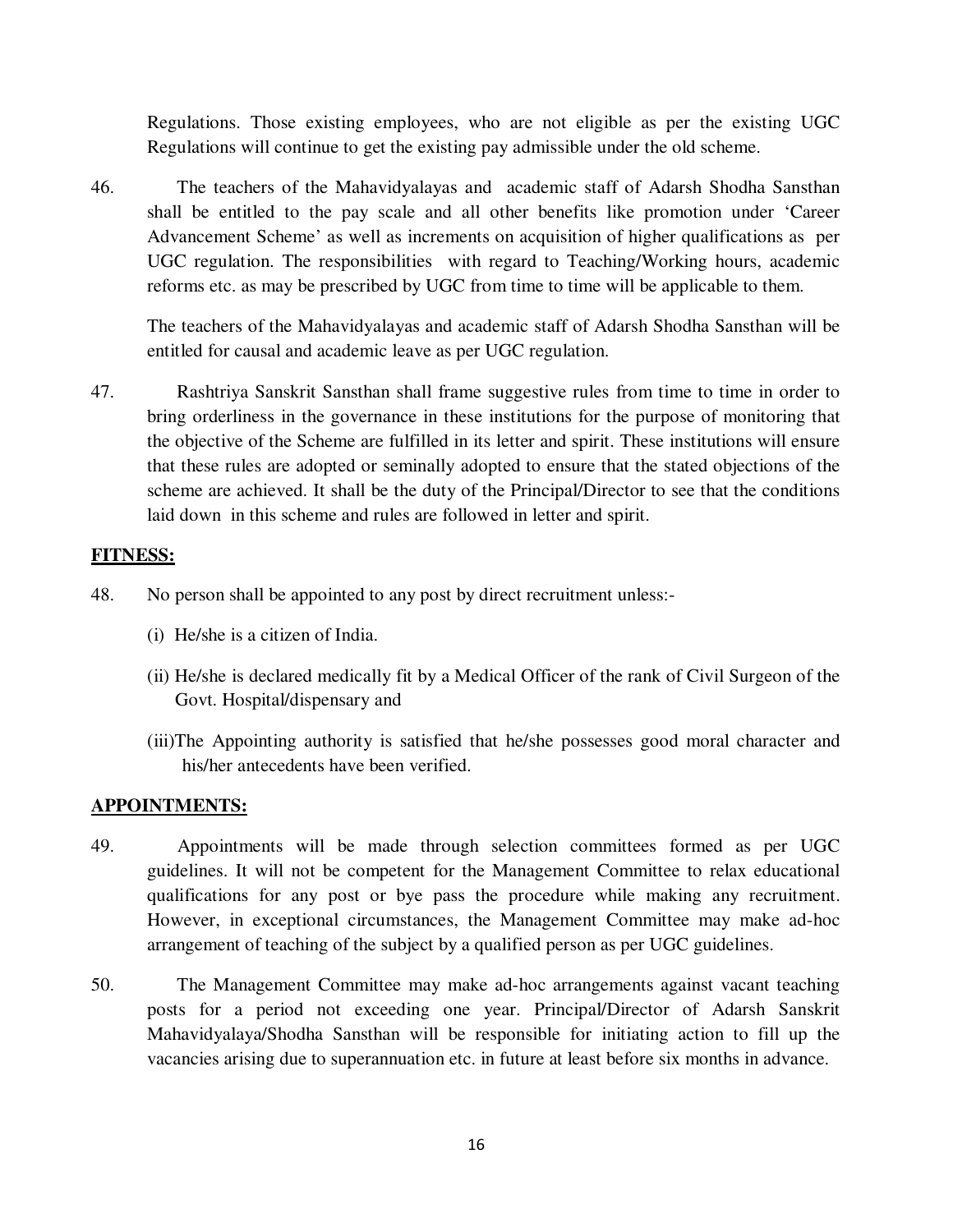Regulations. Those existing employees, who are not eligible as per the existing UGC Regulations will continue to get the existing pay admissible under the old scheme.

46. The teachers of the Mahavidyalayas and academic staff of Adarsh Shodha Sansthan shall be entitled to the pay scale and all other benefits like promotion under 'Career Advancement Scheme' as well as increments on acquisition of higher qualifications as per UGC regulation. The responsibilities with regard to Teaching/Working hours, academic reforms etc. as may be prescribed by UGC from time to time will be applicable to them.

The teachers of the Mahavidyalayas and academic staff of Adarsh Shodha Sansthan will be entitled for causal and academic leave as per UGC regulation.

47. Rashtriya Sanskrit Sansthan shall frame suggestive rules from time to time in order to bring orderliness in the governance in these institutions for the purpose of monitoring that the objective of the Scheme are fulfilled in its letter and spirit. These institutions will ensure that these rules are adopted or seminally adopted to ensure that the stated objections of the scheme are achieved. It shall be the duty of the Principal/Director to see that the conditions laid down in this scheme and rules are followed in letter and spirit.

**FITNESS:**

48. No person shall be appointed to any post by direct recruitment unless:-

(i) He/she is a citizen of India.

(ii) He/she is declared medically fit by a Medical Officer of the rank of Civil Surgeon of the Govt. Hospital/dispensary and

(iii) The Appointing authority is satisfied that he/she possesses good moral character and his/her antecedents have been verified.

**APPOINTMENTS:**

49. Appointments will be made through selection committees formed as per UGC guidelines. It will not be competent for the Management Committee to relax educational qualifications for any post or bye pass the procedure while making any recruitment. However, in exceptional circumstances, the Management Committee may make ad-hoc arrangement of teaching of the subject by a qualified person as per UGC guidelines.

50. The Management Committee may make ad-hoc arrangements against vacant teaching posts for a period not exceeding one year. Principal/Director of Adarsh Sanskrit Mahavidyalaya/Shodha Sansthan will be responsible for initiating action to fill up the vacancies arising due to superannuation etc. in future at least before six months in advance.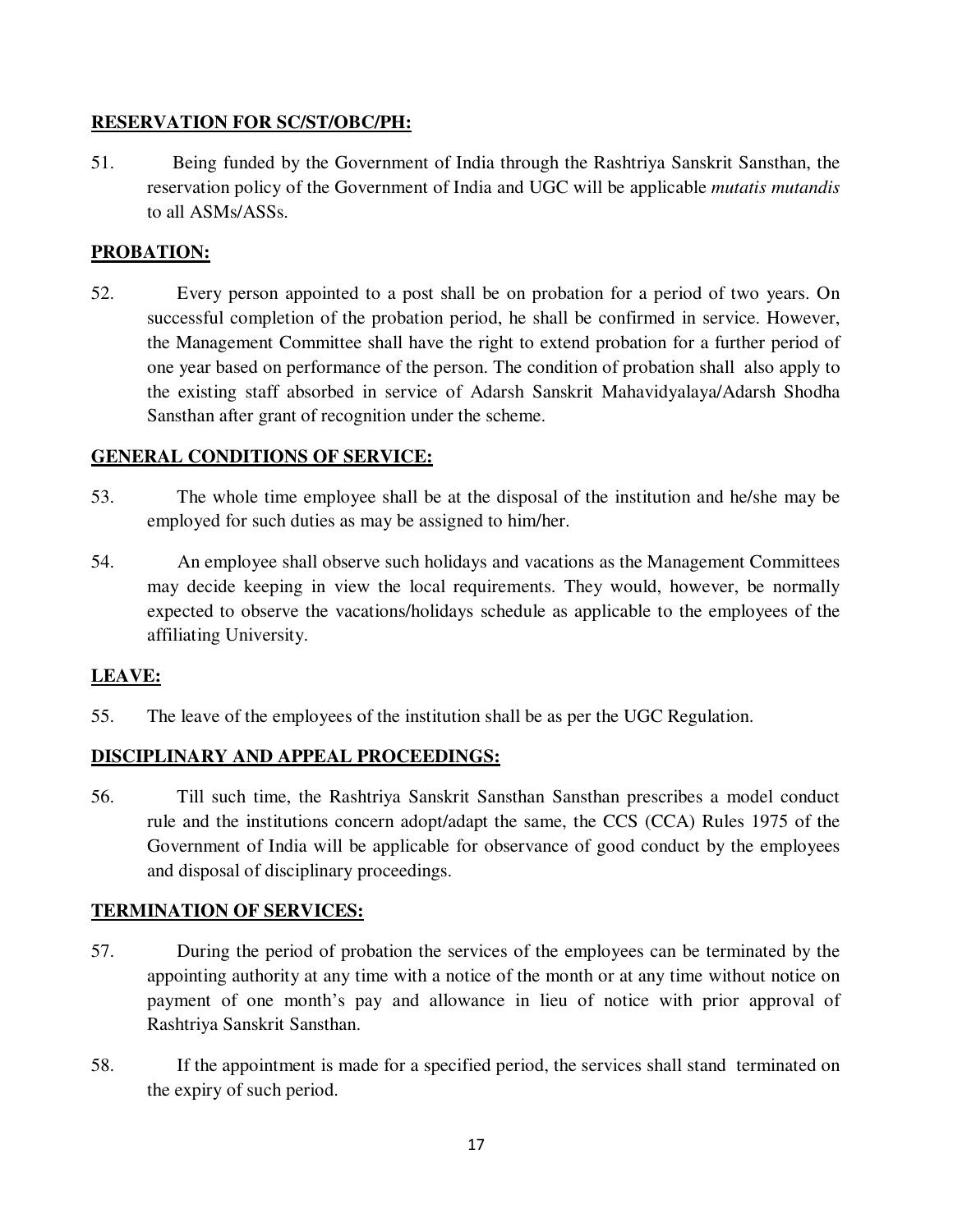**RESERVATION FOR SC/ST/OBC/PH:**

51. Being funded by the Government of India through the Rashtriya Sanskrit Sansthan, the reservation policy of the Government of India and UGC will be applicable *mutatis mutandis* to all ASMs/ASSs.

**PROBATION:**

52. Every person appointed to a post shall be on probation for a period of two years. On successful completion of the probation period, he shall be confirmed in service. However, the Management Committee shall have the right to extend probation for a further period of one year based on performance of the person. The condition of probation shall also apply to the existing staff absorbed in service of Adarsh Sanskrit Mahavidyalaya/Adarsh Shodha Sansthan after grant of recognition under the scheme.

**GENERAL CONDITIONS OF SERVICE:**

53. The whole time employee shall be at the disposal of the institution and he/she may be employed for such duties as may be assigned to him/her.

54. An employee shall observe such holidays and vacations as the Management Committees may decide keeping in view the local requirements. They would, however, be normally expected to observe the vacations/holidays schedule as applicable to the employees of the affiliating University.

**LEAVE:**

55. The leave of the employees of the institution shall be as per the UGC Regulation.

**DISCIPLINARY AND APPEAL PROCEEDINGS:**

56. Till such time, the Rashtriya Sanskrit Sansthan Sansthan prescribes a model conduct rule and the institutions concern adopt/adapt the same, the CCS (CCA) Rules 1975 of the Government of India will be applicable for observance of good conduct by the employees and disposal of disciplinary proceedings.

**TERMINATION OF SERVICES:**

57. During the period of probation the services of the employees can be terminated by the appointing authority at any time with a notice of the month or at any time without notice on payment of one month's pay and allowance in lieu of notice with prior approval of Rashtriya Sanskrit Sansthan.

58. If the appointment is made for a specified period, the services shall stand terminated on the expiry of such period.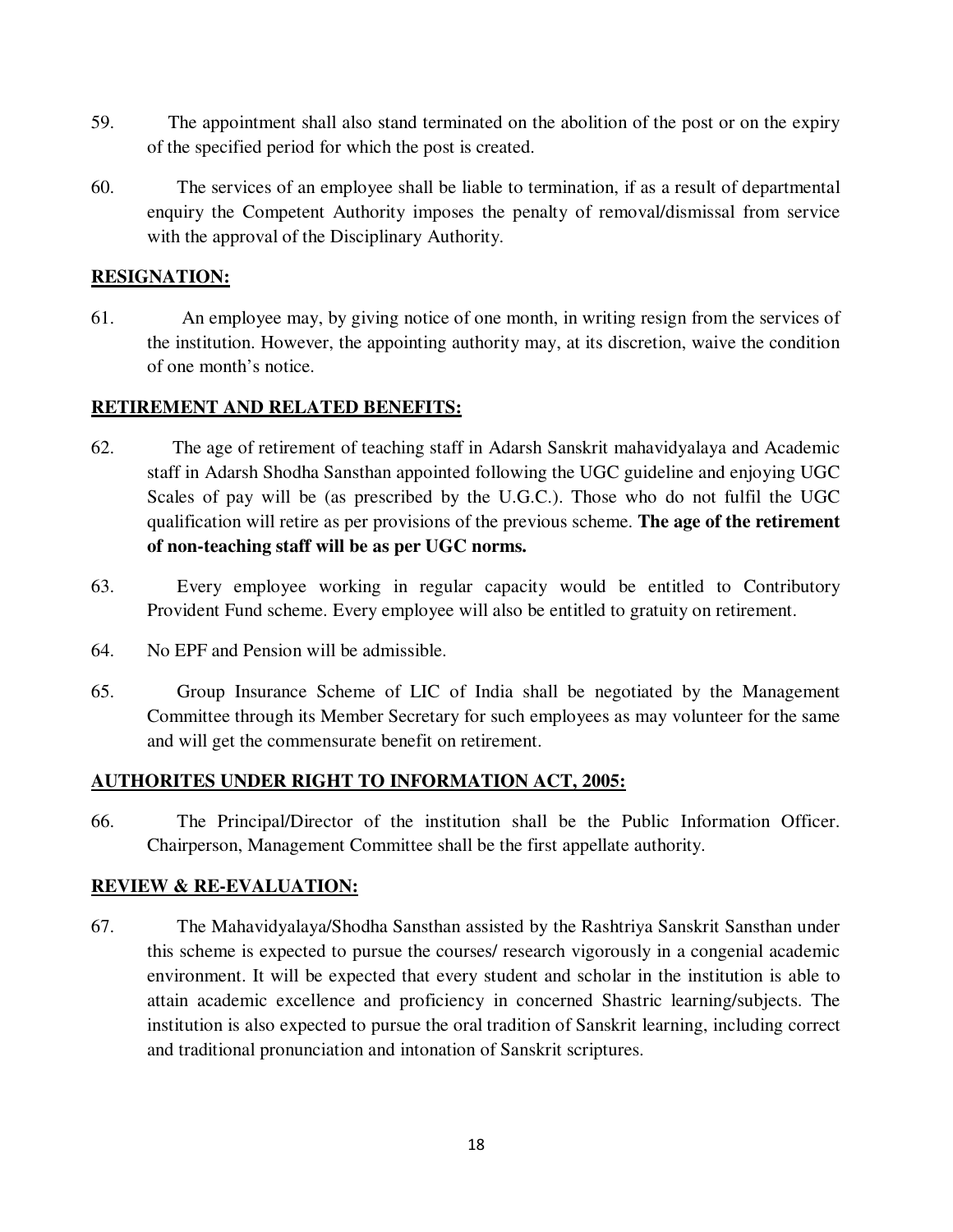59. The appointment shall also stand terminated on the abolition of the post or on the expiry of the specified period for which the post is created.

60. The services of an employee shall be liable to termination, if as a result of departmental enquiry the Competent Authority imposes the penalty of removal/dismissal from service with the approval of the Disciplinary Authority.

## RESIGNATION:

61. An employee may, by giving notice of one month, in writing resign from the services of the institution. However, the appointing authority may, at its discretion, waive the condition of one month's notice.

## RETIREMENT AND RELATED BENEFITS:

62. The age of retirement of teaching staff in Adarsh Sanskrit mahavidyalaya and Academic staff in Adarsh Shodha Sansthan appointed following the UGC guideline and enjoying UGC Scales of pay will be (as prescribed by the U.G.C.). Those who do not fulfil the UGC qualification will retire as per provisions of the previous scheme. **The age of the retirement of non-teaching staff will be as per UGC norms.**

63. Every employee working in regular capacity would be entitled to Contributory Provident Fund scheme. Every employee will also be entitled to gratuity on retirement.

64. No EPF and Pension will be admissible.

65. Group Insurance Scheme of LIC of India shall be negotiated by the Management Committee through its Member Secretary for such employees as may volunteer for the same and will get the commensurate benefit on retirement.

## AUTHORITES UNDER RIGHT TO INFORMATION ACT, 2005:

66. The Principal/Director of the institution shall be the Public Information Officer. Chairperson, Management Committee shall be the first appellate authority.

## REVIEW & RE-EVALUATION:

67. The Mahavidyalaya/Shodha Sansthan assisted by the Rashtriya Sanskrit Sansthan under this scheme is expected to pursue the courses/ research vigorously in a congenial academic environment. It will be expected that every student and scholar in the institution is able to attain academic excellence and proficiency in concerned Shastric learning/subjects. The institution is also expected to pursue the oral tradition of Sanskrit learning, including correct and traditional pronunciation and intonation of Sanskrit scriptures.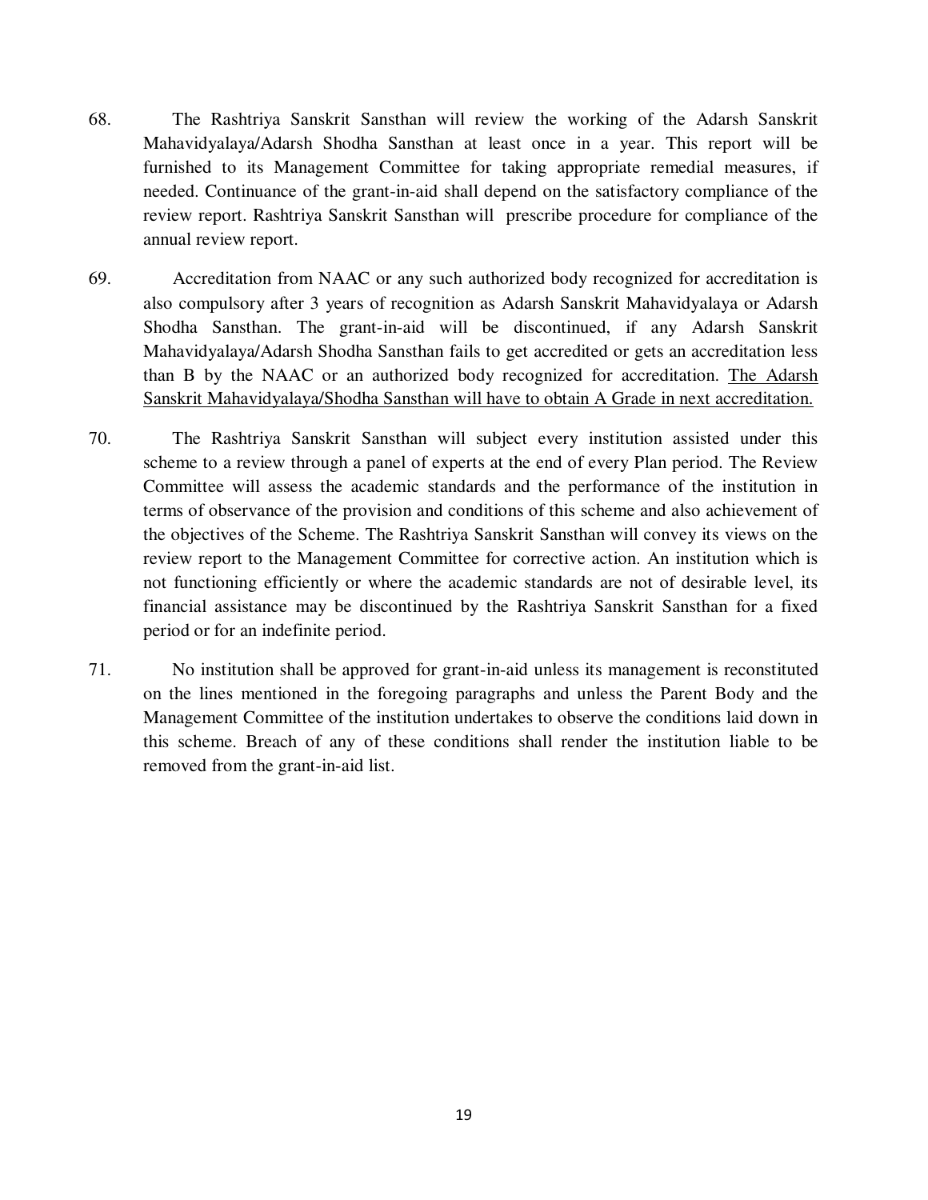68. The Rashtriya Sanskrit Sansthan will review the working of the Adarsh Sanskrit Mahavidyalaya/Adarsh Shodha Sansthan at least once in a year. This report will be furnished to its Management Committee for taking appropriate remedial measures, if needed. Continuance of the grant-in-aid shall depend on the satisfactory compliance of the review report. Rashtriya Sanskrit Sansthan will prescribe procedure for compliance of the annual review report.

69. Accreditation from NAAC or any such authorized body recognized for accreditation is also compulsory after 3 years of recognition as Adarsh Sanskrit Mahavidyalaya or Adarsh Shodha Sansthan. The grant-in-aid will be discontinued, if any Adarsh Sanskrit Mahavidyalaya/Adarsh Shodha Sansthan fails to get accredited or gets an accreditation less than B by the NAAC or an authorized body recognized for accreditation. <u>The Adarsh Sanskrit Mahavidyalaya/Shodha Sansthan will have to obtain A Grade in next accreditation.</u>

70. The Rashtriya Sanskrit Sansthan will subject every institution assisted under this scheme to a review through a panel of experts at the end of every Plan period. The Review Committee will assess the academic standards and the performance of the institution in terms of observance of the provision and conditions of this scheme and also achievement of the objectives of the Scheme. The Rashtriya Sanskrit Sansthan will convey its views on the review report to the Management Committee for corrective action. An institution which is not functioning efficiently or where the academic standards are not of desirable level, its financial assistance may be discontinued by the Rashtriya Sanskrit Sansthan for a fixed period or for an indefinite period.

71. No institution shall be approved for grant-in-aid unless its management is reconstituted on the lines mentioned in the foregoing paragraphs and unless the Parent Body and the Management Committee of the institution undertakes to observe the conditions laid down in this scheme. Breach of any of these conditions shall render the institution liable to be removed from the grant-in-aid list.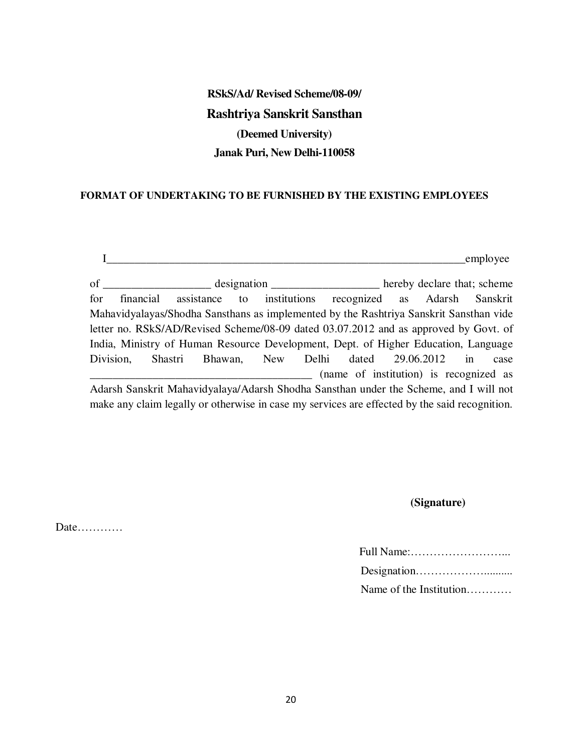**RSkS/Ad/ Revised Scheme/08-09/**

**Rashtriya Sanskrit Sansthan**

**(Deemed University)**

**Janak Puri, New Delhi-110058**

**FORMAT OF UNDERTAKING TO BE FURNISHED BY THE EXISTING EMPLOYEES**

I_________________________________________________________________employee of ___________________ designation ___________________ hereby declare that; scheme for financial assistance to institutions recognized as Adarsh Sanskrit Mahavidyalayas/Shodha Sansthans as implemented by the Rashtriya Sanskrit Sansthan vide letter no. RSkS/AD/Revised Scheme/08-09 dated 03.07.2012 and as approved by Govt. of India, Ministry of Human Resource Development, Dept. of Higher Education, Language Division, Shastri Bhawan, New Delhi dated 29.06.2012 in case _______________________________________ (name of institution) is recognized as Adarsh Sanskrit Mahavidyalaya/Adarsh Shodha Sansthan under the Scheme, and I will not make any claim legally or otherwise in case my services are effected by the said recognition.

**(Signature)**

Date…………

Full Name:……………………...

Designation……………….........

Name of the Institution…………